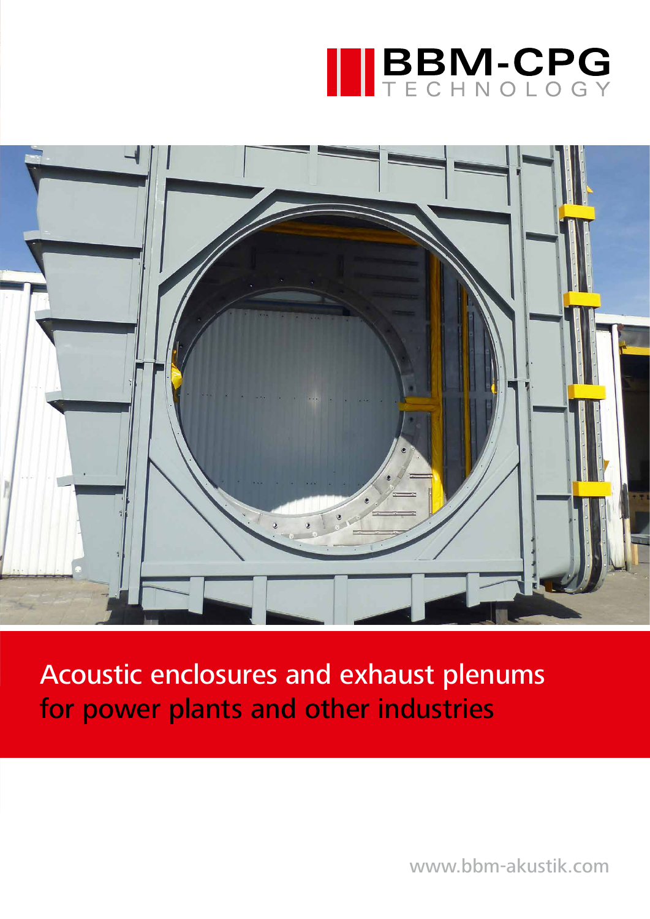BBM-CPG TECHNOLOGY

# Acoustic enclosures and exhaust plenums for power plants and other industries

www.bbm-akustik.com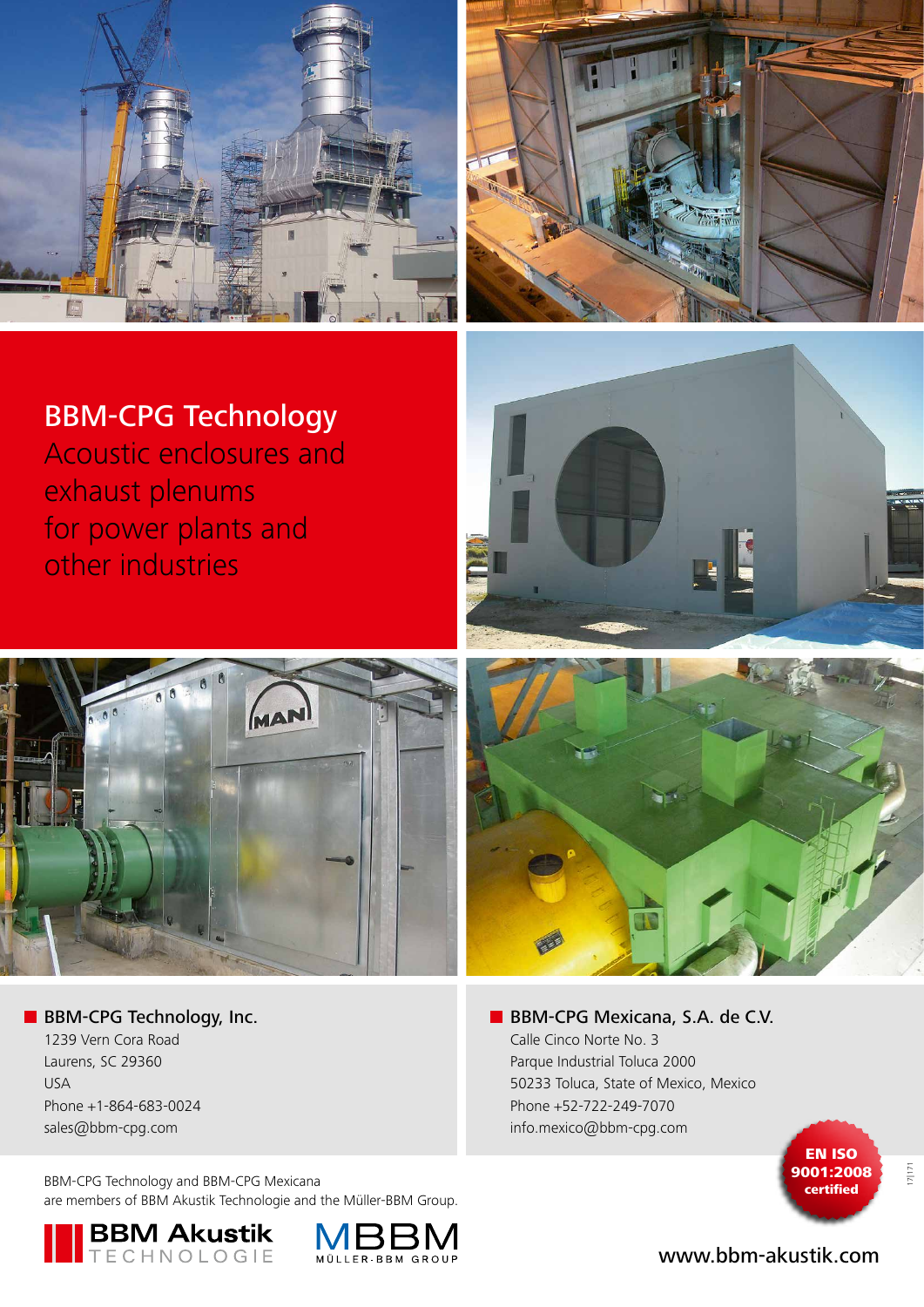# BBM-CPG Technology

## Acoustic enclosures and exhaust plenums for power plants and other industries

**BBM-CPG Technology, Inc.**
1239 Vern Cora Road
Laurens, SC 29360
USA
Phone +1-864-683-0024
sales@bbm-cpg.com

**BBM-CPG Mexicana, S.A. de C.V.**
Calle Cinco Norte No. 3
Parque Industrial Toluca 2000
50233 Toluca, State of Mexico, Mexico
Phone +52-722-249-7070
info.mexico@bbm-cpg.com

BBM-CPG Technology and BBM-CPG Mexicana are members of BBM Akustik Technologie and the Müller-BBM Group.

BBM Akustik TECHNOLOGIE

MBBM MÜLLER-BBM GROUP

**EN ISO 9001:2008 certified**

17|171

www.bbm-akustik.com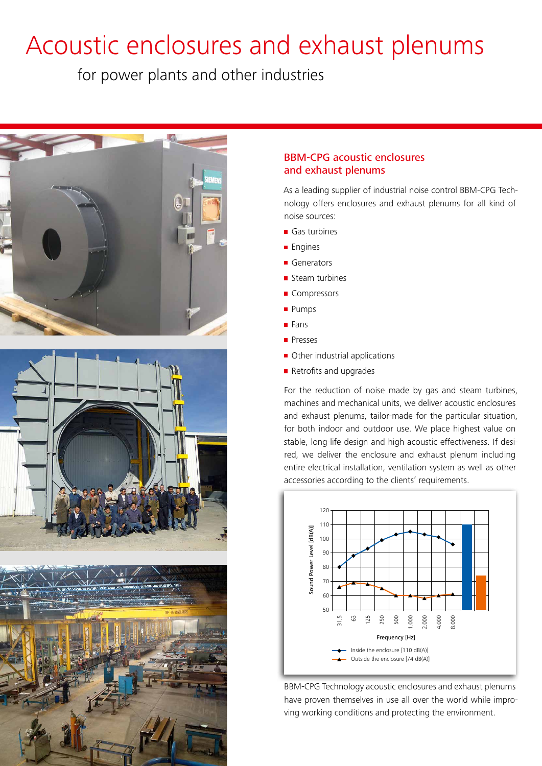# Acoustic enclosures and exhaust plenums

for power plants and other industries

## BBM-CPG acoustic enclosures and exhaust plenums

As a leading supplier of industrial noise control BBM-CPG Technology offers enclosures and exhaust plenums for all kind of noise sources:

- Gas turbines
- Engines
- Generators
- Steam turbines
- Compressors
- Pumps
- Fans
- Presses
- Other industrial applications
- Retrofits and upgrades

For the reduction of noise made by gas and steam turbines, machines and mechanical units, we deliver acoustic enclosures and exhaust plenums, tailor-made for the particular situation, for both indoor and outdoor use. We place highest value on stable, long-life design and high acoustic effectiveness. If desired, we deliver the enclosure and exhaust plenum including entire electrical installation, ventilation system as well as other accessories according to the clients' requirements.

Sound Power Level [dB(A)] vs. Frequency [Hz] (31,5 – 8.000)

- Inside the enclosure [110 dB(A)]
- Outside the enclosure [74 dB(A)]

BBM-CPG Technology acoustic enclosures and exhaust plenums have proven themselves in use all over the world while improving working conditions and protecting the environment.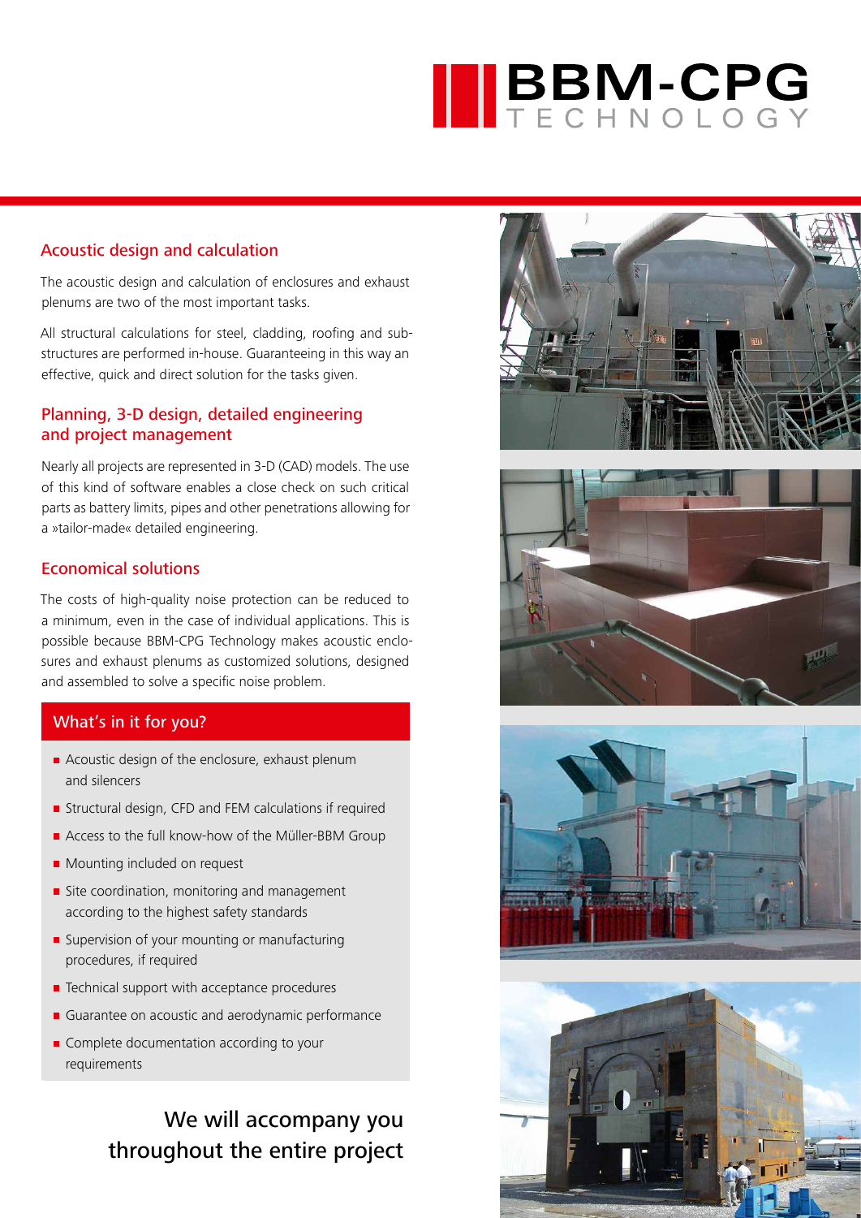# BBM-CPG TECHNOLOGY

## Acoustic design and calculation

The acoustic design and calculation of enclosures and exhaust plenums are two of the most important tasks.

All structural calculations for steel, cladding, roofing and substructures are performed in-house. Guaranteeing in this way an effective, quick and direct solution for the tasks given.

## Planning, 3-D design, detailed engineering and project management

Nearly all projects are represented in 3-D (CAD) models. The use of this kind of software enables a close check on such critical parts as battery limits, pipes and other penetrations allowing for a »tailor-made« detailed engineering.

## Economical solutions

The costs of high-quality noise protection can be reduced to a minimum, even in the case of individual applications. This is possible because BBM-CPG Technology makes acoustic enclosures and exhaust plenums as customized solutions, designed and assembled to solve a specific noise problem.

## What's in it for you?

- Acoustic design of the enclosure, exhaust plenum and silencers
- Structural design, CFD and FEM calculations if required
- Access to the full know-how of the Müller-BBM Group
- Mounting included on request
- Site coordination, monitoring and management according to the highest safety standards
- Supervision of your mounting or manufacturing procedures, if required
- Technical support with acceptance procedures
- Guarantee on acoustic and aerodynamic performance
- Complete documentation according to your requirements

We will accompany you throughout the entire project